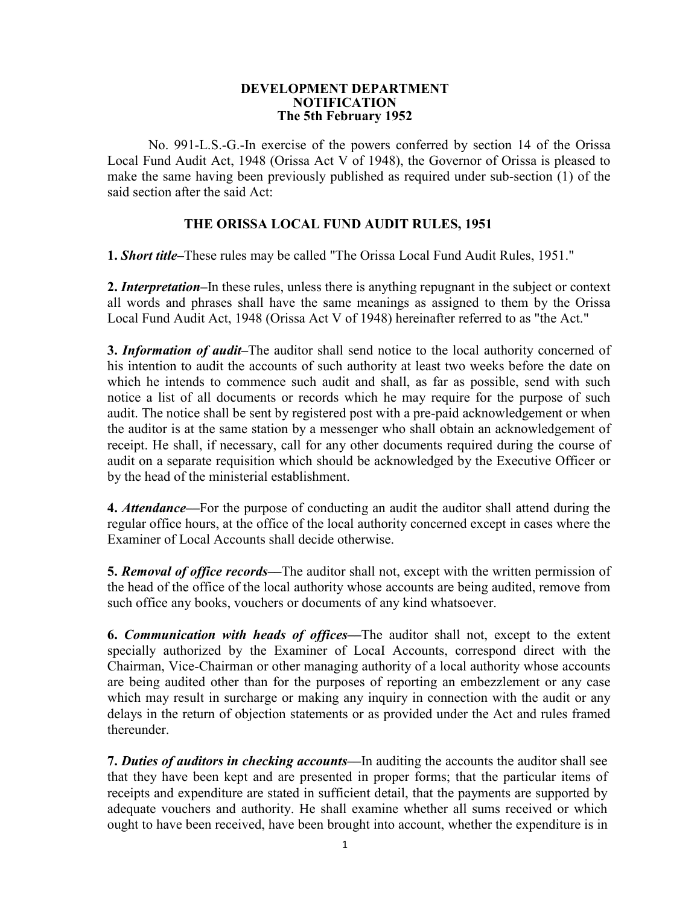**DEVELOPMENT DEPARTMENT**
**NOTIFICATION**
**The 5th February 1952**

No. 991-L.S.-G.-In exercise of the powers conferred by section 14 of the Orissa Local Fund Audit Act, 1948 (Orissa Act V of 1948), the Governor of Orissa is pleased to make the same having been previously published as required under sub-section (1) of the said section after the said Act:

## THE ORISSA LOCAL FUND AUDIT RULES, 1951

**1.** ***Short title–***These rules may be called "The Orissa Local Fund Audit Rules, 1951."

**2.** ***Interpretation–***In these rules, unless there is anything repugnant in the subject or context all words and phrases shall have the same meanings as assigned to them by the Orissa Local Fund Audit Act, 1948 (Orissa Act V of 1948) hereinafter referred to as "the Act."

**3.** ***Information of audit–***The auditor shall send notice to the local authority concerned of his intention to audit the accounts of such authority at least two weeks before the date on which he intends to commence such audit and shall, as far as possible, send with such notice a list of all documents or records which he may require for the purpose of such audit. The notice shall be sent by registered post with a pre-paid acknowledgement or when the auditor is at the same station by a messenger who shall obtain an acknowledgement of receipt. He shall, if necessary, call for any other documents required during the course of audit on a separate requisition which should be acknowledged by the Executive Officer or by the head of the ministerial establishment.

**4.** ***Attendance—***For the purpose of conducting an audit the auditor shall attend during the regular office hours, at the office of the local authority concerned except in cases where the Examiner of Local Accounts shall decide otherwise.

**5.** ***Removal of office records—***The auditor shall not, except with the written permission of the head of the office of the local authority whose accounts are being audited, remove from such office any books, vouchers or documents of any kind whatsoever.

**6.** ***Communication with heads of offices—***The auditor shall not, except to the extent specially authorized by the Examiner of LocaI Accounts, correspond direct with the Chairman, Vice-Chairman or other managing authority of a local authority whose accounts are being audited other than for the purposes of reporting an embezzlement or any case which may result in surcharge or making any inquiry in connection with the audit or any delays in the return of objection statements or as provided under the Act and rules framed thereunder.

**7.** ***Duties of auditors in checking accounts—***In auditing the accounts the auditor shall see that they have been kept and are presented in proper forms; that the particular items of receipts and expenditure are stated in sufficient detail, that the payments are supported by adequate vouchers and authority. He shall examine whether all sums received or which ought to have been received, have been brought into account, whether the expenditure is in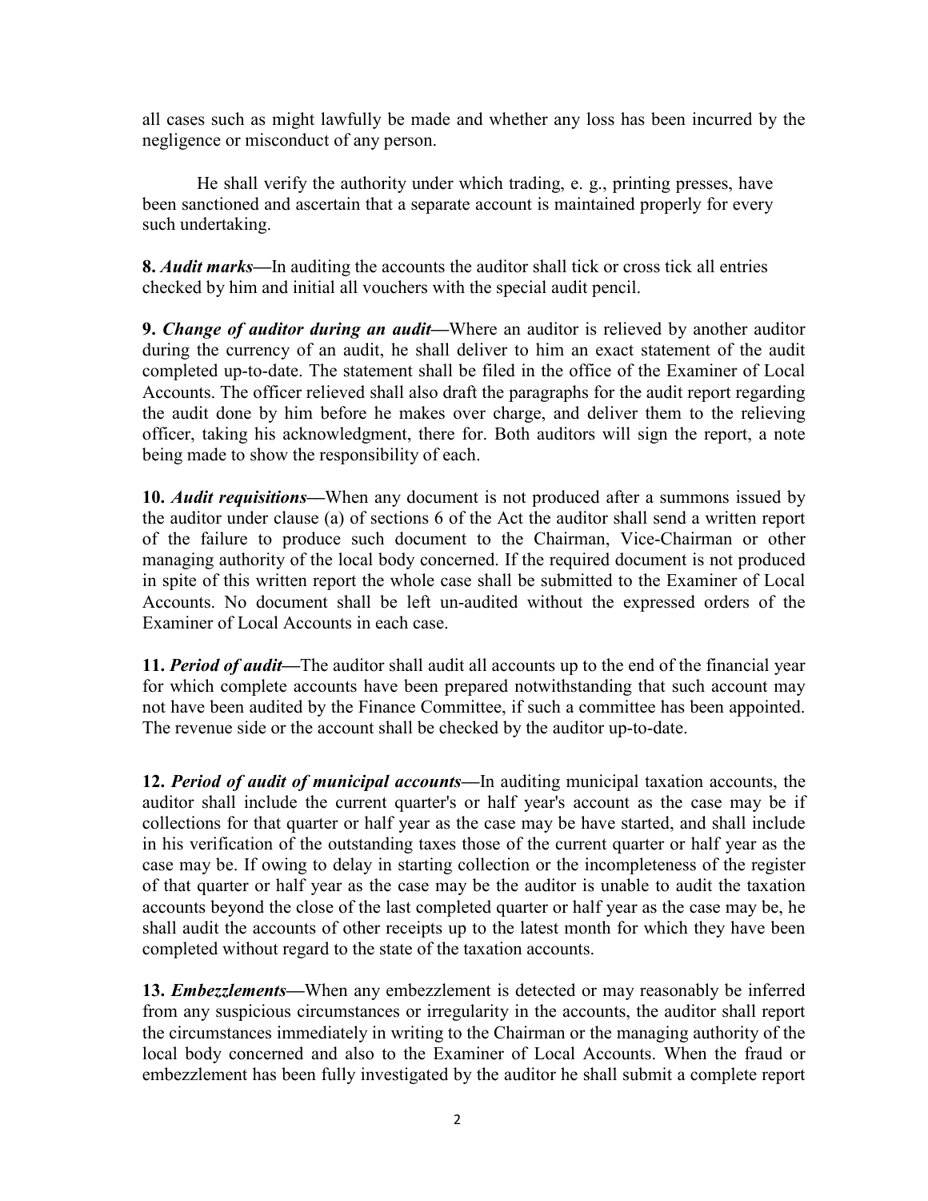all cases such as might lawfully be made and whether any loss has been incurred by the negligence or misconduct of any person.

He shall verify the authority under which trading, e. g., printing presses, have been sanctioned and ascertain that a separate account is maintained properly for every such undertaking.

**8.** ***Audit marks*****—**In auditing the accounts the auditor shall tick or cross tick all entries checked by him and initial all vouchers with the special audit pencil.

**9.** ***Change of auditor during an audit*****—**Where an auditor is relieved by another auditor during the currency of an audit, he shall deliver to him an exact statement of the audit completed up-to-date. The statement shall be filed in the office of the Examiner of Local Accounts. The officer relieved shall also draft the paragraphs for the audit report regarding the audit done by him before he makes over charge, and deliver them to the relieving officer, taking his acknowledgment, there for. Both auditors will sign the report, a note being made to show the responsibility of each.

**10.** ***Audit requisitions*****—**When any document is not produced after a summons issued by the auditor under clause (a) of sections 6 of the Act the auditor shall send a written report of the failure to produce such document to the Chairman, Vice-Chairman or other managing authority of the local body concerned. If the required document is not produced in spite of this written report the whole case shall be submitted to the Examiner of Local Accounts. No document shall be left un-audited without the expressed orders of the Examiner of Local Accounts in each case.

**11.** ***Period of audit*****—**The auditor shall audit all accounts up to the end of the financial year for which complete accounts have been prepared notwithstanding that such account may not have been audited by the Finance Committee, if such a committee has been appointed. The revenue side or the account shall be checked by the auditor up-to-date.

**12.** ***Period of audit of municipal accounts*****—**In auditing municipal taxation accounts, the auditor shall include the current quarter's or half year's account as the case may be if collections for that quarter or half year as the case may be have started, and shall include in his verification of the outstanding taxes those of the current quarter or half year as the case may be. If owing to delay in starting collection or the incompleteness of the register of that quarter or half year as the case may be the auditor is unable to audit the taxation accounts beyond the close of the last completed quarter or half year as the case may be, he shall audit the accounts of other receipts up to the latest month for which they have been completed without regard to the state of the taxation accounts.

**13.** ***Embezzlements*****—**When any embezzlement is detected or may reasonably be inferred from any suspicious circumstances or irregularity in the accounts, the auditor shall report the circumstances immediately in writing to the Chairman or the managing authority of the local body concerned and also to the Examiner of Local Accounts. When the fraud or embezzlement has been fully investigated by the auditor he shall submit a complete report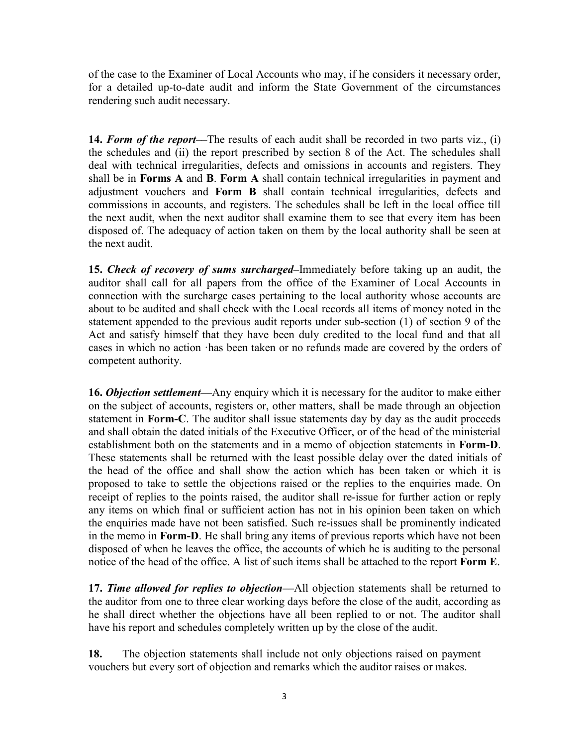of the case to the Examiner of Local Accounts who may, if he considers it necessary order, for a detailed up-to-date audit and inform the State Government of the circumstances rendering such audit necessary.

**14.** ***Form of the report*—**The results of each audit shall be recorded in two parts viz., (i) the schedules and (ii) the report prescribed by section 8 of the Act. The schedules shall deal with technical irregularities, defects and omissions in accounts and registers. They shall be in **Forms A** and **B**. **Form A** shall contain technical irregularities in payment and adjustment vouchers and **Form B** shall contain technical irregularities, defects and commissions in accounts, and registers. The schedules shall be left in the local office till the next audit, when the next auditor shall examine them to see that every item has been disposed of. The adequacy of action taken on them by the local authority shall be seen at the next audit.

**15.** ***Check of recovery of sums surcharged*–**Immediately before taking up an audit, the auditor shall call for all papers from the office of the Examiner of Local Accounts in connection with the surcharge cases pertaining to the local authority whose accounts are about to be audited and shall check with the Local records all items of money noted in the statement appended to the previous audit reports under sub-section (1) of section 9 of the Act and satisfy himself that they have been duly credited to the local fund and that all cases in which no action ·has been taken or no refunds made are covered by the orders of competent authority.

**16.** ***Objection settlement*—**Any enquiry which it is necessary for the auditor to make either on the subject of accounts, registers or, other matters, shall be made through an objection statement in **Form-C**. The auditor shall issue statements day by day as the audit proceeds and shall obtain the dated initials of the Executive Officer, or of the head of the ministerial establishment both on the statements and in a memo of objection statements in **Form-D**. These statements shall be returned with the least possible delay over the dated initials of the head of the office and shall show the action which has been taken or which it is proposed to take to settle the objections raised or the replies to the enquiries made. On receipt of replies to the points raised, the auditor shall re-issue for further action or reply any items on which final or sufficient action has not in his opinion been taken on which the enquiries made have not been satisfied. Such re-issues shall be prominently indicated in the memo in **Form-D**. He shall bring any items of previous reports which have not been disposed of when he leaves the office, the accounts of which he is auditing to the personal notice of the head of the office. A list of such items shall be attached to the report **Form E**.

**17.** ***Time allowed for replies to objection*—**All objection statements shall be returned to the auditor from one to three clear working days before the close of the audit, according as he shall direct whether the objections have all been replied to or not. The auditor shall have his report and schedules completely written up by the close of the audit.

**18.** The objection statements shall include not only objections raised on payment vouchers but every sort of objection and remarks which the auditor raises or makes.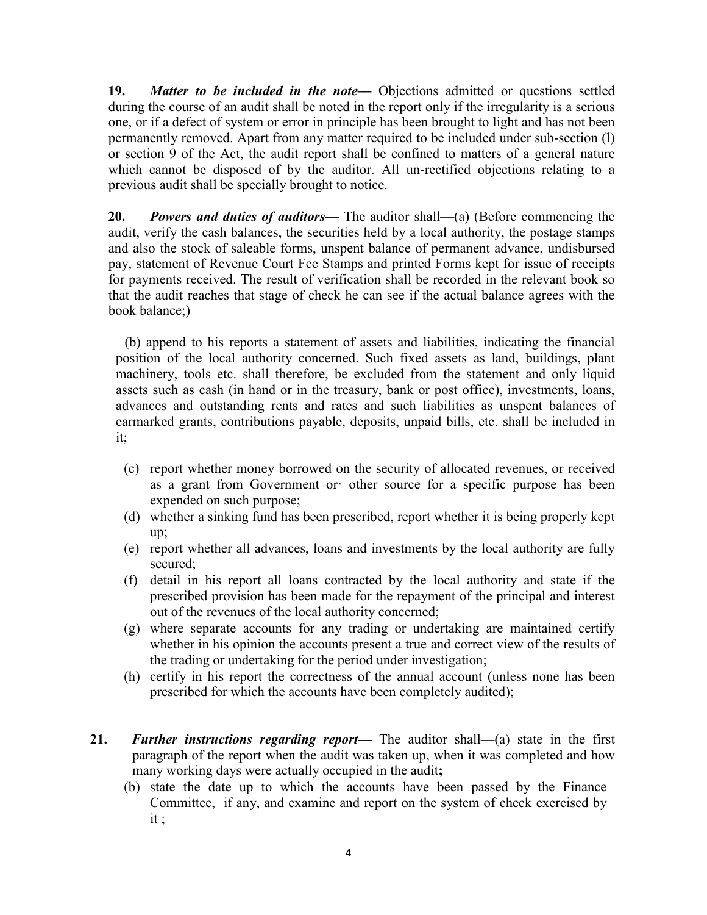**19.** ***Matter to be included in the note—*** Objections admitted or questions settled during the course of an audit shall be noted in the report only if the irregularity is a serious one, or if a defect of system or error in principle has been brought to light and has not been permanently removed. Apart from any matter required to be included under sub-section (l) or section 9 of the Act, the audit report shall be confined to matters of a general nature which cannot be disposed of by the auditor. All un-rectified objections relating to a previous audit shall be specially brought to notice.

**20.** ***Powers and duties of auditors—*** The auditor shall—(a) (Before commencing the audit, verify the cash balances, the securities held by a local authority, the postage stamps and also the stock of saleable forms, unspent balance of permanent advance, undisbursed pay, statement of Revenue Court Fee Stamps and printed Forms kept for issue of receipts for payments received. The result of verification shall be recorded in the relevant book so that the audit reaches that stage of check he can see if the actual balance agrees with the book balance;)

(b) append to his reports a statement of assets and liabilities, indicating the financial position of the local authority concerned. Such fixed assets as land, buildings, plant machinery, tools etc. shall therefore, be excluded from the statement and only liquid assets such as cash (in hand or in the treasury, bank or post office), investments, loans, advances and outstanding rents and rates and such liabilities as unspent balances of earmarked grants, contributions payable, deposits, unpaid bills, etc. shall be included in it;

(c) report whether money borrowed on the security of allocated revenues, or received as a grant from Government or· other source for a specific purpose has been expended on such purpose;

(d) whether a sinking fund has been prescribed, report whether it is being properly kept up;

(e) report whether all advances, loans and investments by the local authority are fully secured;

(f) detail in his report all loans contracted by the local authority and state if the prescribed provision has been made for the repayment of the principal and interest out of the revenues of the local authority concerned;

(g) where separate accounts for any trading or undertaking are maintained certify whether in his opinion the accounts present a true and correct view of the results of the trading or undertaking for the period under investigation;

(h) certify in his report the correctness of the annual account (unless none has been prescribed for which the accounts have been completely audited);

**21.** ***Further instructions regarding report—*** The auditor shall—(a) state in the first paragraph of the report when the audit was taken up, when it was completed and how many working days were actually occupied in the audit**;**

(b) state the date up to which the accounts have been passed by the Finance Committee, if any, and examine and report on the system of check exercised by it ;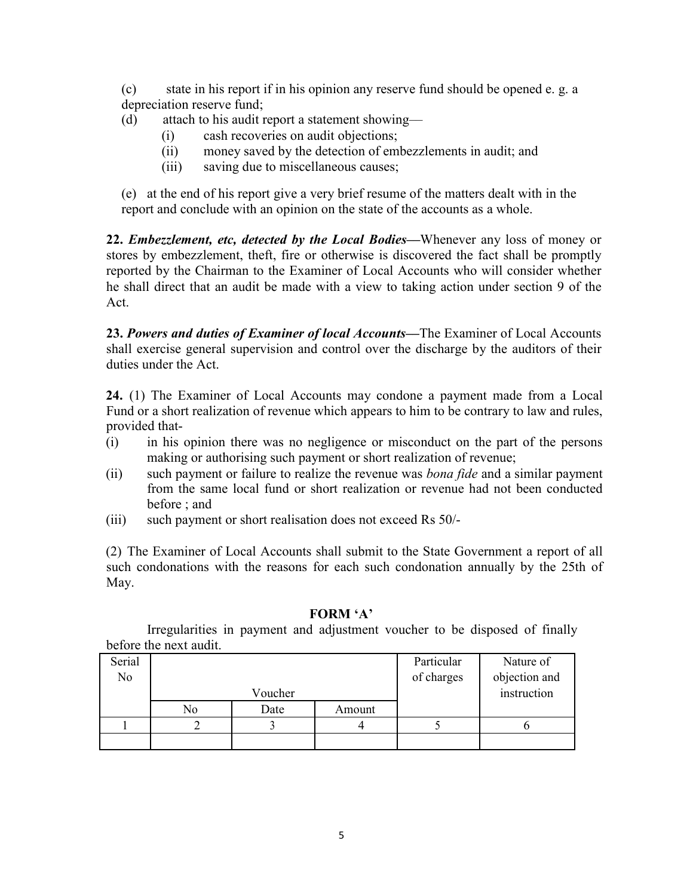(c) state in his report if in his opinion any reserve fund should be opened e. g. a depreciation reserve fund;

(d) attach to his audit report a statement showing—

   (i) cash recoveries on audit objections;

   (ii) money saved by the detection of embezzlements in audit; and

   (iii) saving due to miscellaneous causes;

(e) at the end of his report give a very brief resume of the matters dealt with in the report and conclude with an opinion on the state of the accounts as a whole.

**22.** ***Embezzlement, etc, detected by the Local Bodies*—**Whenever any loss of money or stores by embezzlement, theft, fire or otherwise is discovered the fact shall be promptly reported by the Chairman to the Examiner of Local Accounts who will consider whether he shall direct that an audit be made with a view to taking action under section 9 of the Act.

**23.** ***Powers and duties of Examiner of local Accounts*—**The Examiner of Local Accounts shall exercise general supervision and control over the discharge by the auditors of their duties under the Act.

**24.** (1) The Examiner of Local Accounts may condone a payment made from a Local Fund or a short realization of revenue which appears to him to be contrary to law and rules, provided that-

(i) in his opinion there was no negligence or misconduct on the part of the persons making or authorising such payment or short realization of revenue;

(ii) such payment or failure to realize the revenue was *bona fide* and a similar payment from the same local fund or short realization or revenue had not been conducted before ; and

(iii) such payment or short realisation does not exceed Rs 50/-

(2) The Examiner of Local Accounts shall submit to the State Government a report of all such condonations with the reasons for each such condonation annually by the 25th of May.

**FORM 'A'**

Irregularities in payment and adjustment voucher to be disposed of finally before the next audit.

| Serial No | Voucher | | | Particular of charges | Nature of objection and instruction |
|---|---|---|---|---|---|
| | No | Date | Amount | | |
| 1 | 2 | 3 | 4 | 5 | 6 |
| | | | | | |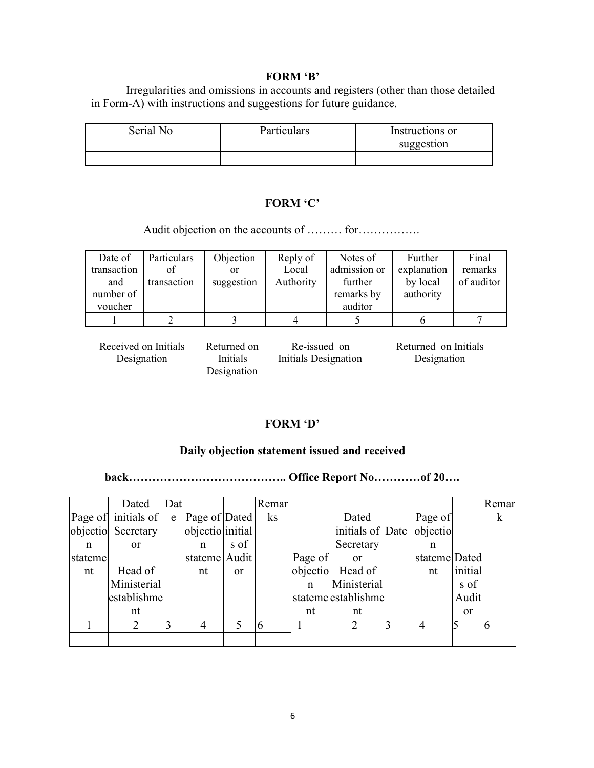### FORM 'B'

Irregularities and omissions in accounts and registers (other than those detailed in Form-A) with instructions and suggestions for future guidance.

| Serial No | Particulars | Instructions or suggestion |
|---|---|---|
| | | |

### FORM 'C'

Audit objection on the accounts of ……… for…………….

| Date of transaction and number of voucher | Particulars of transaction | Objection or suggestion | Reply of Local Authority | Notes of admission or further remarks by auditor | Further explanation by local authority | Final remarks of auditor |
|---|---|---|---|---|---|---|
| 1 | 2 | 3 | 4 | 5 | 6 | 7 |

Received on Initials Designation | Returned on Initials Designation | Re-issued on Initials Designation | Returned on Initials Designation

---

### FORM 'D'

**Daily objection statement issued and received back………………………………….. Office Report No…………of 20….**

| Page of objection statement | Dated initials of Secretary or Head of Ministerial establishment | Date | Page of objection statement | Dated initials of Audit or | Remarks | Page of objection statement | Dated initials of Secretary or Head of Ministerial establishment | Date | Page of objection statement | Dated initials of Audit or | Remark |
|---|---|---|---|---|---|---|---|---|---|---|---|
| 1 | 2 | 3 | 4 | 5 | 6 | 1 | 2 | 3 | 4 | 5 | 6 |
| | | | | | | | | | | | |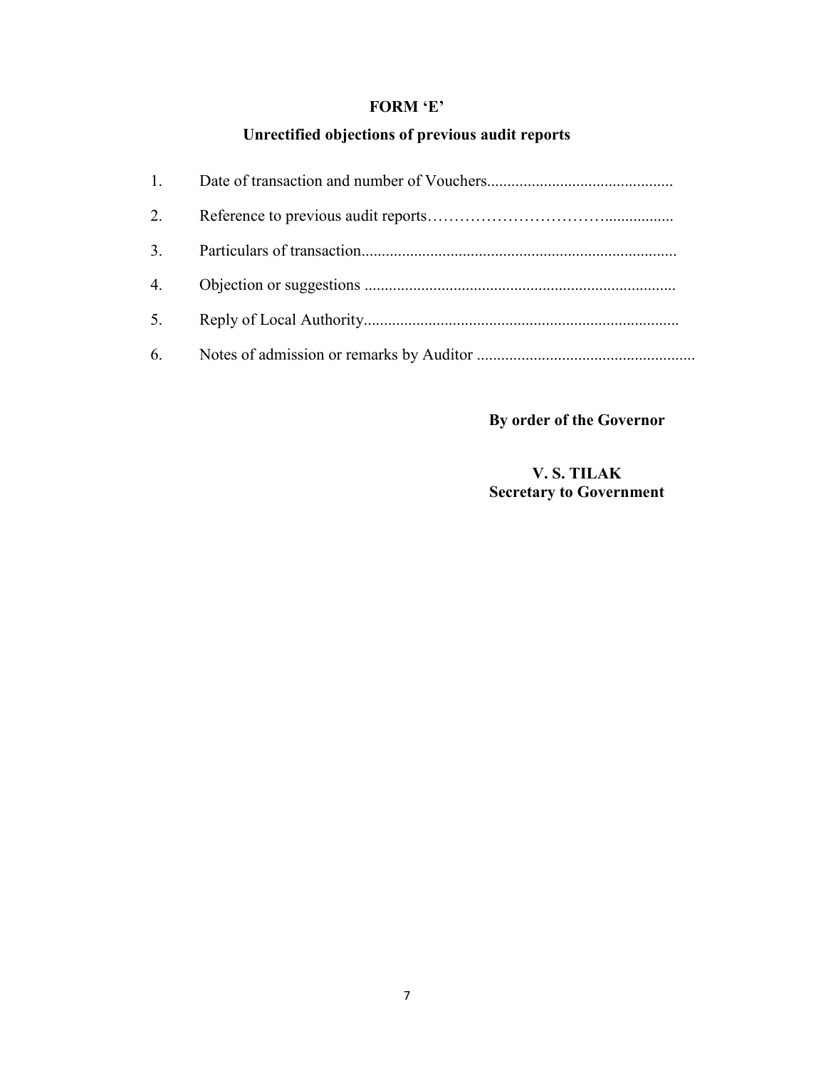**FORM 'E'**

**Unrectified objections of previous audit reports**

1. Date of transaction and number of Vouchers.............................................
2. Reference to previous audit reports……………………………................
3. Particulars of transaction.............................................................................
4. Objection or suggestions ............................................................................
5. Reply of Local Authority.............................................................................
6. Notes of admission or remarks by Auditor .....................................................

**By order of the Governor**

**V. S. TILAK**
**Secretary to Government**